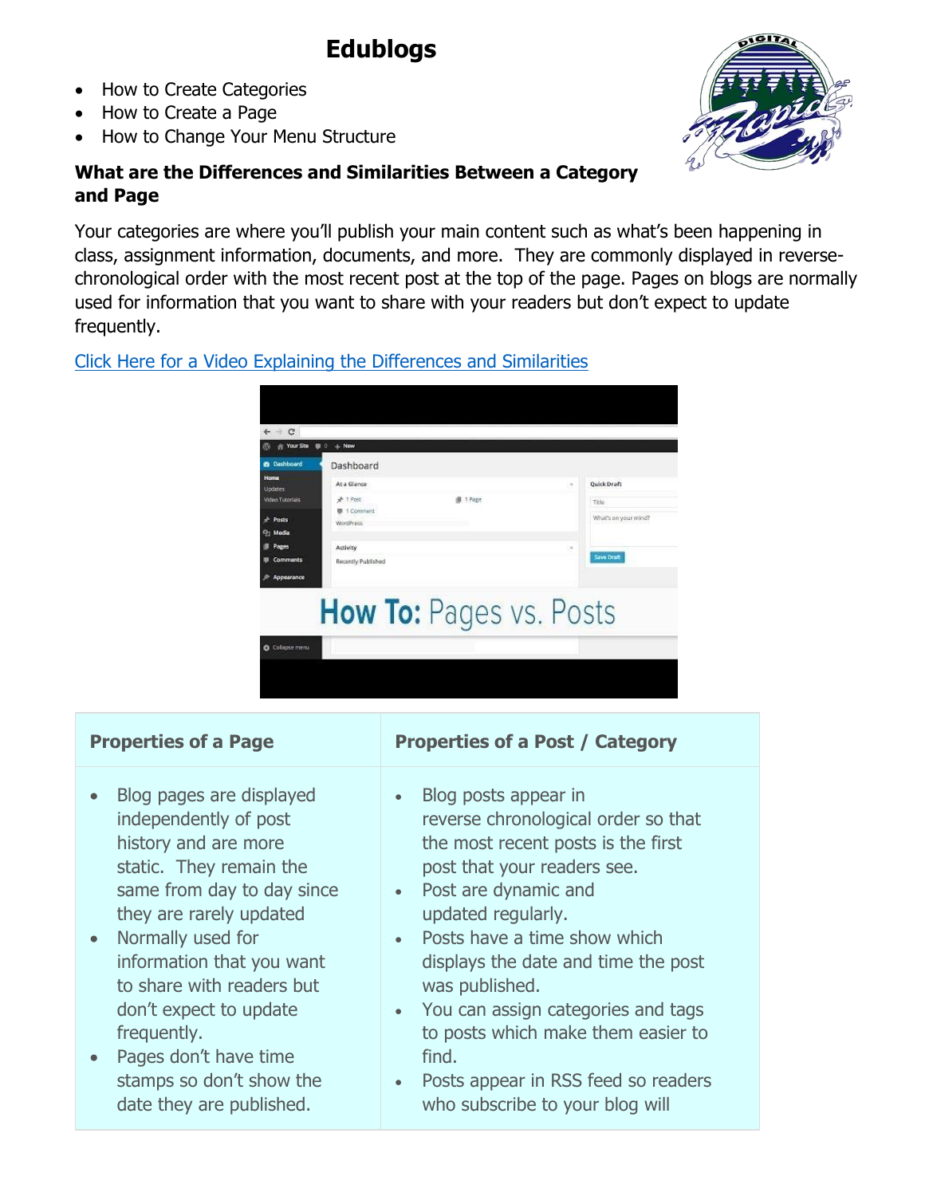# Edublogs

- How to Create Categories
- How to Create a Page
- How to Change Your Menu Structure

**What are the Differences and Similarities Between a Category and Page**

Your categories are where you'll publish your main content such as what's been happening in class, assignment information, documents, and more. They are commonly displayed in reverse-chronological order with the most recent post at the top of the page. Pages on blogs are normally used for information that you want to share with your readers but don't expect to update frequently.

[Click Here for a Video Explaining the Differences and Similarities]()

| Properties of a Page | Properties of a Post / Category |
|---|---|
| • Blog pages are displayed independently of post history and are more static. They remain the same from day to day since they are rarely updated<br>• Normally used for information that you want to share with readers but don't expect to update frequently.<br>• Pages don't have time stamps so don't show the date they are published. | • Blog posts appear in reverse chronological order so that the most recent posts is the first post that your readers see.<br>• Post are dynamic and updated regularly.<br>• Posts have a time show which displays the date and time the post was published.<br>• You can assign categories and tags to posts which make them easier to find.<br>• Posts appear in RSS feed so readers who subscribe to your blog will |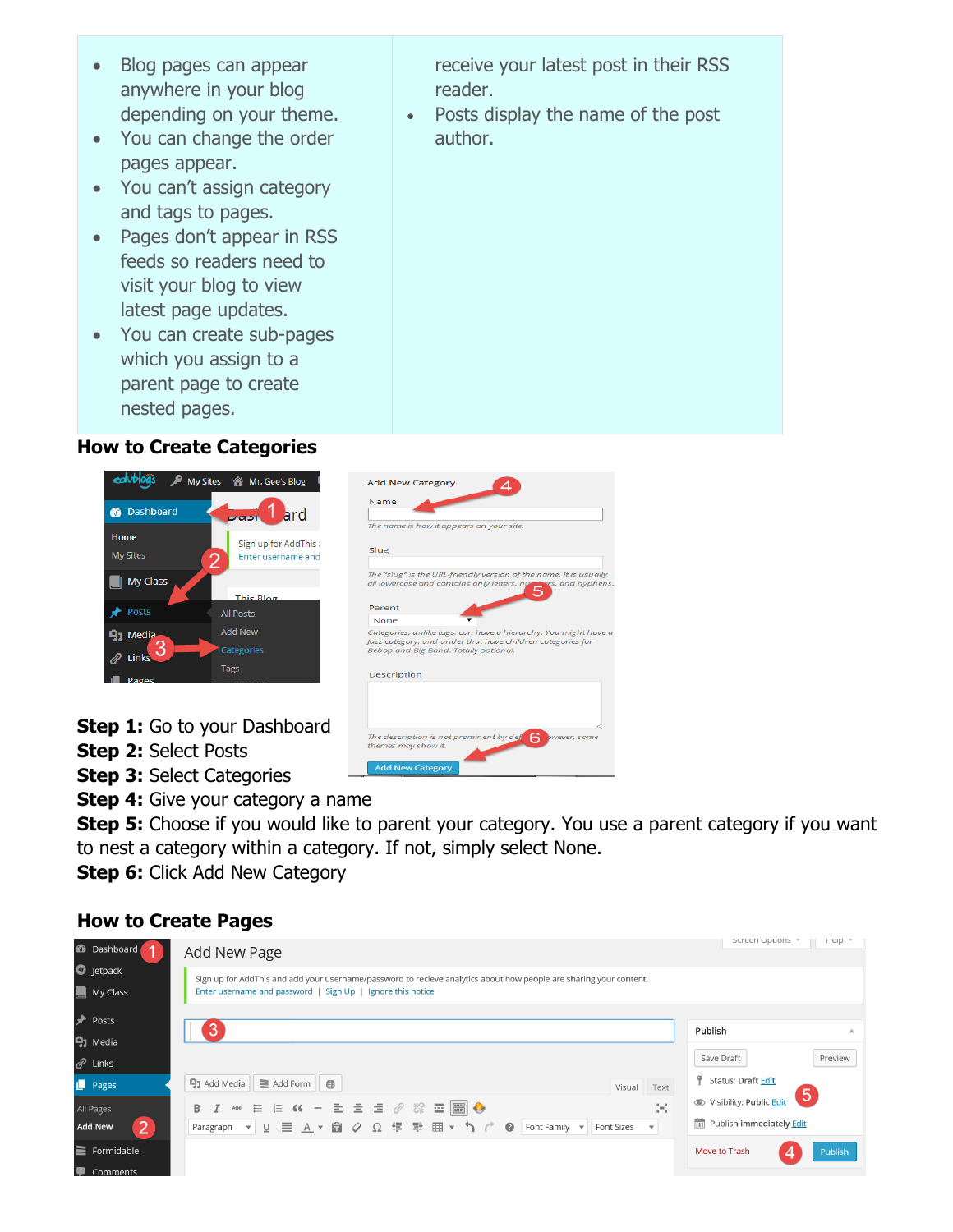| | |
|---|---|
| • Blog pages can appear anywhere in your blog depending on your theme.<br>• You can change the order pages appear.<br>• You can't assign category and tags to pages.<br>• Pages don't appear in RSS feeds so readers need to visit your blog to view latest page updates.<br>• You can create sub-pages which you assign to a parent page to create nested pages. | receive your latest post in their RSS reader.<br>• Posts display the name of the post author. |

## How to Create Categories

**Step 1:** Go to your Dashboard
**Step 2:** Select Posts
**Step 3:** Select Categories
**Step 4:** Give your category a name
**Step 5:** Choose if you would like to parent your category. You use a parent category if you want to nest a category within a category. If not, simply select None.
**Step 6:** Click Add New Category

## How to Create Pages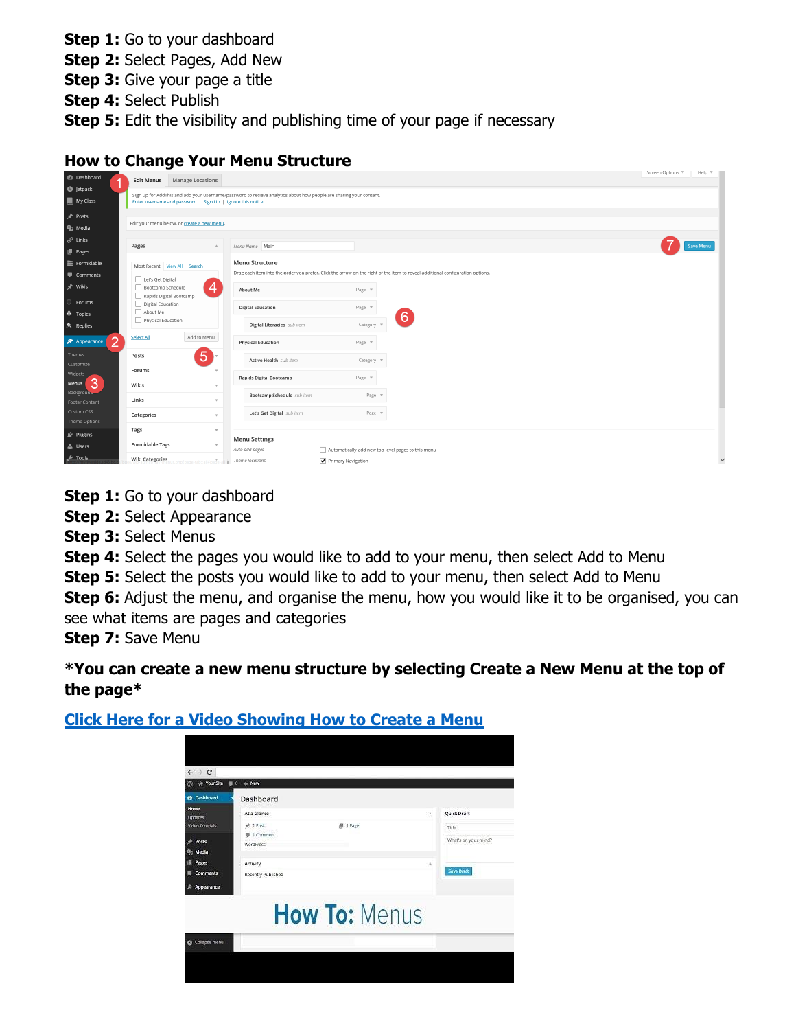**Step 1:** Go to your dashboard
**Step 2:** Select Pages, Add New
**Step 3:** Give your page a title
**Step 4:** Select Publish
**Step 5:** Edit the visibility and publishing time of your page if necessary

## How to Change Your Menu Structure

**Step 1:** Go to your dashboard
**Step 2:** Select Appearance
**Step 3:** Select Menus
**Step 4:** Select the pages you would like to add to your menu, then select Add to Menu
**Step 5:** Select the posts you would like to add to your menu, then select Add to Menu
**Step 6:** Adjust the menu, and organise the menu, how you would like it to be organised, you can see what items are pages and categories
**Step 7:** Save Menu

**\*You can create a new menu structure by selecting Create a New Menu at the top of the page\***

[Click Here for a Video Showing How to Create a Menu]()